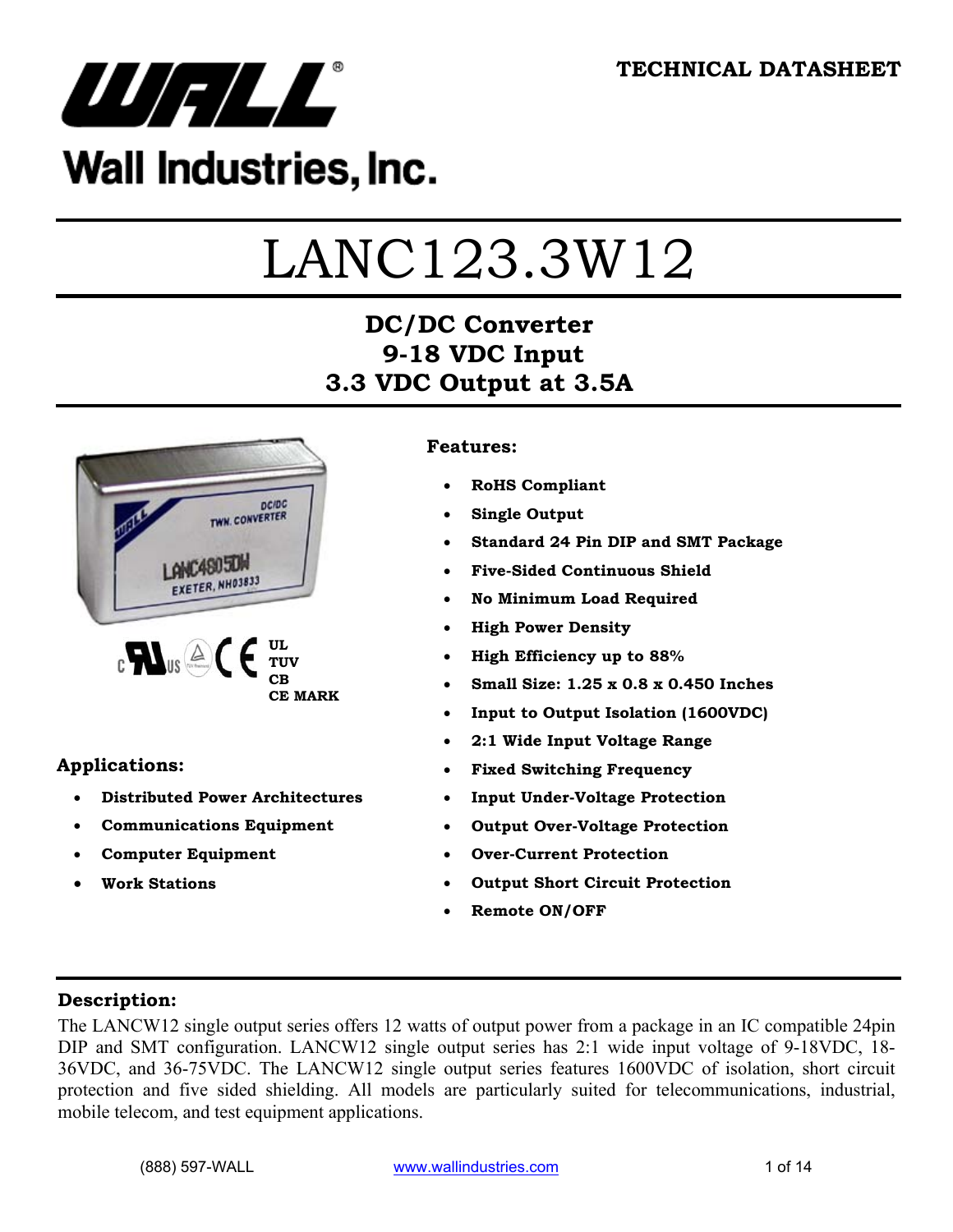TECHNICAL DATASHEET

Wall Industries, Inc.

# LANC123.3W12

## DC/DC Converter
## 9-18 VDC Input
## 3.3 VDC Output at 3.5A

UL
TUV
CB
CE MARK

### Features:

- **RoHS Compliant**
- **Single Output**
- **Standard 24 Pin DIP and SMT Package**
- **Five-Sided Continuous Shield**
- **No Minimum Load Required**
- **High Power Density**
- **High Efficiency up to 88%**
- **Small Size: 1.25 x 0.8 x 0.450 Inches**
- **Input to Output Isolation (1600VDC)**
- **2:1 Wide Input Voltage Range**
- **Fixed Switching Frequency**
- **Input Under-Voltage Protection**
- **Output Over-Voltage Protection**
- **Over-Current Protection**
- **Output Short Circuit Protection**
- **Remote ON/OFF**

### Applications:

- **Distributed Power Architectures**
- **Communications Equipment**
- **Computer Equipment**
- **Work Stations**

### Description:

The LANCW12 single output series offers 12 watts of output power from a package in an IC compatible 24pin DIP and SMT configuration. LANCW12 single output series has 2:1 wide input voltage of 9-18VDC, 18-36VDC, and 36-75VDC. The LANCW12 single output series features 1600VDC of isolation, short circuit protection and five sided shielding. All models are particularly suited for telecommunications, industrial, mobile telecom, and test equipment applications.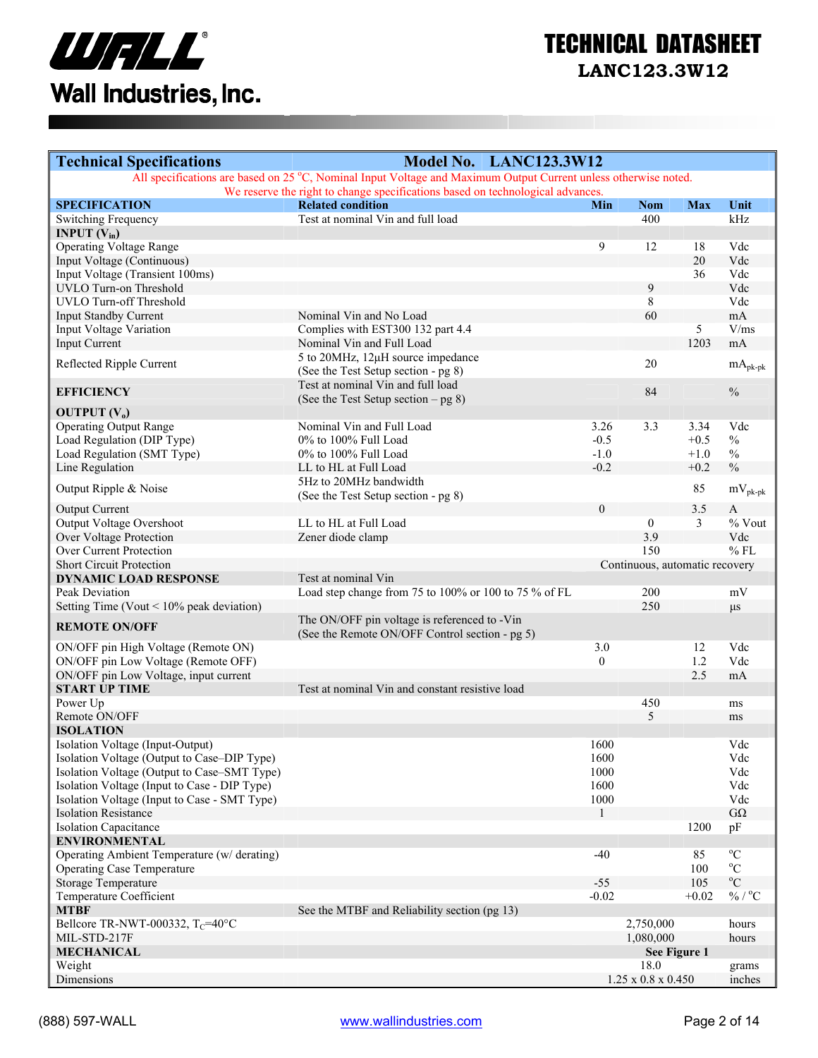# TECHNICAL DATASHEET

## LANC123.3W12

| Technical Specifications | Model No. LANC123.3W12 | | | | |
|---|---|---|---|---|---|
| All specifications are based on 25 °C, Nominal Input Voltage and Maximum Output Current unless otherwise noted. We reserve the right to change specifications based on technological advances. | | | | | |
| **SPECIFICATION** | **Related condition** | **Min** | **Nom** | **Max** | **Unit** |
| Switching Frequency | Test at nominal Vin and full load | | 400 | | kHz |
| **INPUT ($V_{in}$)** | | | | | |
| Operating Voltage Range | | 9 | 12 | 18 | Vdc |
| Input Voltage (Continuous) | | | | 20 | Vdc |
| Input Voltage (Transient 100ms) | | | | 36 | Vdc |
| UVLO Turn-on Threshold | | | 9 | | Vdc |
| UVLO Turn-off Threshold | | | 8 | | Vdc |
| Input Standby Current | Nominal Vin and No Load | | 60 | | mA |
| Input Voltage Variation | Complies with EST300 132 part 4.4 | | | 5 | V/ms |
| Input Current | Nominal Vin and Full Load | | | 1203 | mA |
| Reflected Ripple Current | 5 to 20MHz, 12µH source impedance (See the Test Setup section - pg 8) | | 20 | | $mA_{pk-pk}$ |
| **EFFICIENCY** | Test at nominal Vin and full load (See the Test Setup section – pg 8) | | 84 | | % |
| **OUTPUT ($V_o$)** | | | | | |
| Operating Output Range | Nominal Vin and Full Load | 3.26 | 3.3 | 3.34 | Vdc |
| Load Regulation (DIP Type) | 0% to 100% Full Load | -0.5 | | +0.5 | % |
| Load Regulation (SMT Type) | 0% to 100% Full Load | -1.0 | | +1.0 | % |
| Line Regulation | LL to HL at Full Load | -0.2 | | +0.2 | % |
| Output Ripple & Noise | 5Hz to 20MHz bandwidth (See the Test Setup section - pg 8) | | | 85 | $mV_{pk-pk}$ |
| Output Current | | 0 | | 3.5 | A |
| Output Voltage Overshoot | LL to HL at Full Load | | 0 | 3 | % Vout |
| Over Voltage Protection | Zener diode clamp | | 3.9 | | Vdc |
| Over Current Protection | | | 150 | | % FL |
| Short Circuit Protection | | Continuous, automatic recovery | | | |
| **DYNAMIC LOAD RESPONSE** | Test at nominal Vin | | | | |
| Peak Deviation | Load step change from 75 to 100% or 100 to 75 % of FL | | 200 | | mV |
| Setting Time (Vout < 10% peak deviation) | | | 250 | | µs |
| **REMOTE ON/OFF** | The ON/OFF pin voltage is referenced to -Vin (See the Remote ON/OFF Control section - pg 5) | | | | |
| ON/OFF pin High Voltage (Remote ON) | | 3.0 | | 12 | Vdc |
| ON/OFF pin Low Voltage (Remote OFF) | | 0 | | 1.2 | Vdc |
| ON/OFF pin Low Voltage, input current | | | | 2.5 | mA |
| **START UP TIME** | Test at nominal Vin and constant resistive load | | | | |
| Power Up | | | 450 | | ms |
| Remote ON/OFF | | | 5 | | ms |
| **ISOLATION** | | | | | |
| Isolation Voltage (Input-Output) | | 1600 | | | Vdc |
| Isolation Voltage (Output to Case–DIP Type) | | 1600 | | | Vdc |
| Isolation Voltage (Output to Case–SMT Type) | | 1000 | | | Vdc |
| Isolation Voltage (Input to Case - DIP Type) | | 1600 | | | Vdc |
| Isolation Voltage (Input to Case - SMT Type) | | 1000 | | | Vdc |
| Isolation Resistance | | 1 | | | GΩ |
| Isolation Capacitance | | | | 1200 | pF |
| **ENVIRONMENTAL** | | | | | |
| Operating Ambient Temperature (w/ derating) | | -40 | | 85 | °C |
| Operating Case Temperature | | | | 100 | °C |
| Storage Temperature | | -55 | | 105 | °C |
| Temperature Coefficient | | -0.02 | | +0.02 | % / °C |
| **MTBF** | See the MTBF and Reliability section (pg 13) | | | | |
| Bellcore TR-NWT-000332, $T_C$=40°C | | | 2,750,000 | | hours |
| MIL-STD-217F | | | 1,080,000 | | hours |
| **MECHANICAL** | | | **See Figure 1** | | |
| Weight | | | 18.0 | | grams |
| Dimensions | | | 1.25 x 0.8 x 0.450 | | inches |

(888) 597-WALL www.wallindustries.com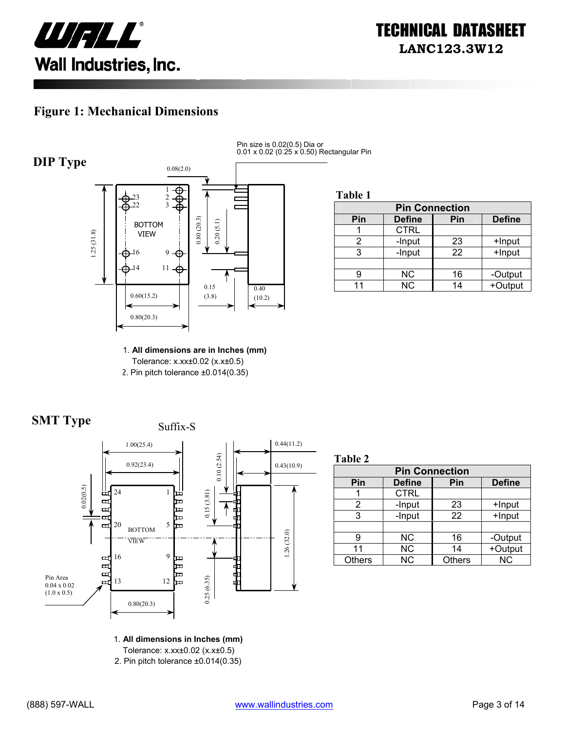# Figure 1: Mechanical Dimensions

## DIP Type

Pin size is 0.02(0.5) Dia or 0.01 x 0.02 (0.25 x 0.50) Rectangular Pin

**Table 1**

| Pin Connection | | | |
|---|---|---|---|
| **Pin** | **Define** | **Pin** | **Define** |
| 1 | CTRL | | |
| 2 | -Input | 23 | +Input |
| 3 | -Input | 22 | +Input |
| | | | |
| 9 | NC | 16 | -Output |
| 11 | NC | 14 | +Output |

1. **All dimensions are in Inches (mm)**
   Tolerance: x.xx±0.02 (x.x±0.5)
2. Pin pitch tolerance ±0.014(0.35)

## SMT Type

Suffix-S

Pin Area 0.04 x 0.02 (1.0 x 0.5)

**Table 2**

| Pin Connection | | | |
|---|---|---|---|
| **Pin** | **Define** | **Pin** | **Define** |
| 1 | CTRL | | |
| 2 | -Input | 23 | +Input |
| 3 | -Input | 22 | +Input |
| | | | |
| 9 | NC | 16 | -Output |
| 11 | NC | 14 | +Output |
| Others | NC | Others | NC |

1. **All dimensions in Inches (mm)**
   Tolerance: x.xx±0.02 (x.x±0.5)
2. Pin pitch tolerance ±0.014(0.35)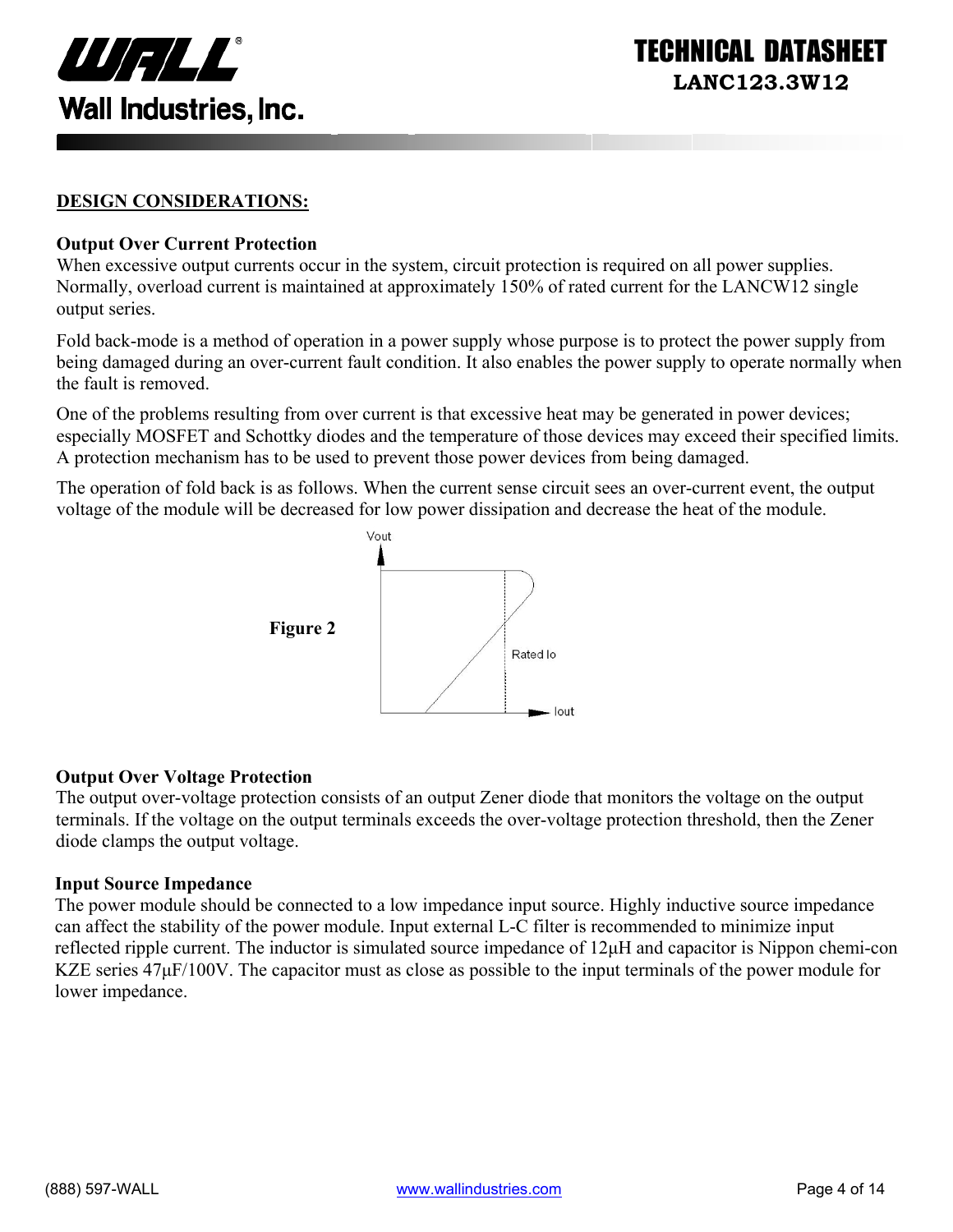## DESIGN CONSIDERATIONS:

### Output Over Current Protection

When excessive output currents occur in the system, circuit protection is required on all power supplies. Normally, overload current is maintained at approximately 150% of rated current for the LANCW12 single output series.

Fold back-mode is a method of operation in a power supply whose purpose is to protect the power supply from being damaged during an over-current fault condition. It also enables the power supply to operate normally when the fault is removed.

One of the problems resulting from over current is that excessive heat may be generated in power devices; especially MOSFET and Schottky diodes and the temperature of those devices may exceed their specified limits. A protection mechanism has to be used to prevent those power devices from being damaged.

The operation of fold back is as follows. When the current sense circuit sees an over-current event, the output voltage of the module will be decreased for low power dissipation and decrease the heat of the module.

**Figure 2**

### Output Over Voltage Protection

The output over-voltage protection consists of an output Zener diode that monitors the voltage on the output terminals. If the voltage on the output terminals exceeds the over-voltage protection threshold, then the Zener diode clamps the output voltage.

### Input Source Impedance

The power module should be connected to a low impedance input source. Highly inductive source impedance can affect the stability of the power module. Input external L-C filter is recommended to minimize input reflected ripple current. The inductor is simulated source impedance of 12μH and capacitor is Nippon chemi-con KZE series 47μF/100V. The capacitor must as close as possible to the input terminals of the power module for lower impedance.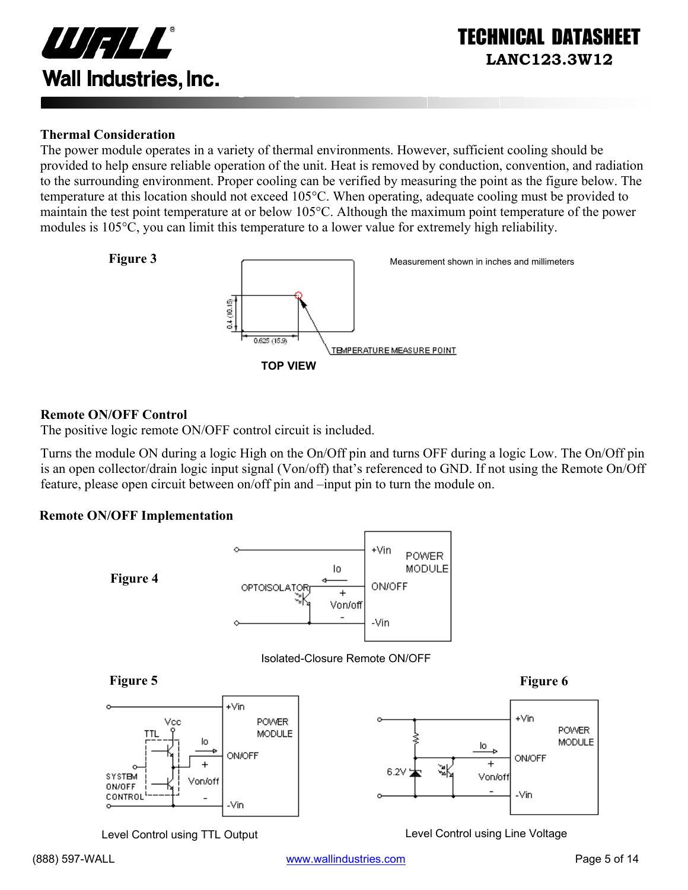### Thermal Consideration

The power module operates in a variety of thermal environments. However, sufficient cooling should be provided to help ensure reliable operation of the unit. Heat is removed by conduction, convention, and radiation to the surrounding environment. Proper cooling can be verified by measuring the point as the figure below. The temperature at this location should not exceed 105°C. When operating, adequate cooling must be provided to maintain the test point temperature at or below 105°C. Although the maximum point temperature of the power modules is 105°C, you can limit this temperature to a lower value for extremely high reliability.

**Figure 3**

Measurement shown in inches and millimeters

TOP VIEW

### Remote ON/OFF Control

The positive logic remote ON/OFF control circuit is included.

Turns the module ON during a logic High on the On/Off pin and turns OFF during a logic Low. The On/Off pin is an open collector/drain logic input signal (Von/off) that's referenced to GND. If not using the Remote On/Off feature, please open circuit between on/off pin and –input pin to turn the module on.

### Remote ON/OFF Implementation

**Figure 4**

Isolated-Closure Remote ON/OFF

**Figure 5**

Level Control using TTL Output

**Figure 6**

Level Control using Line Voltage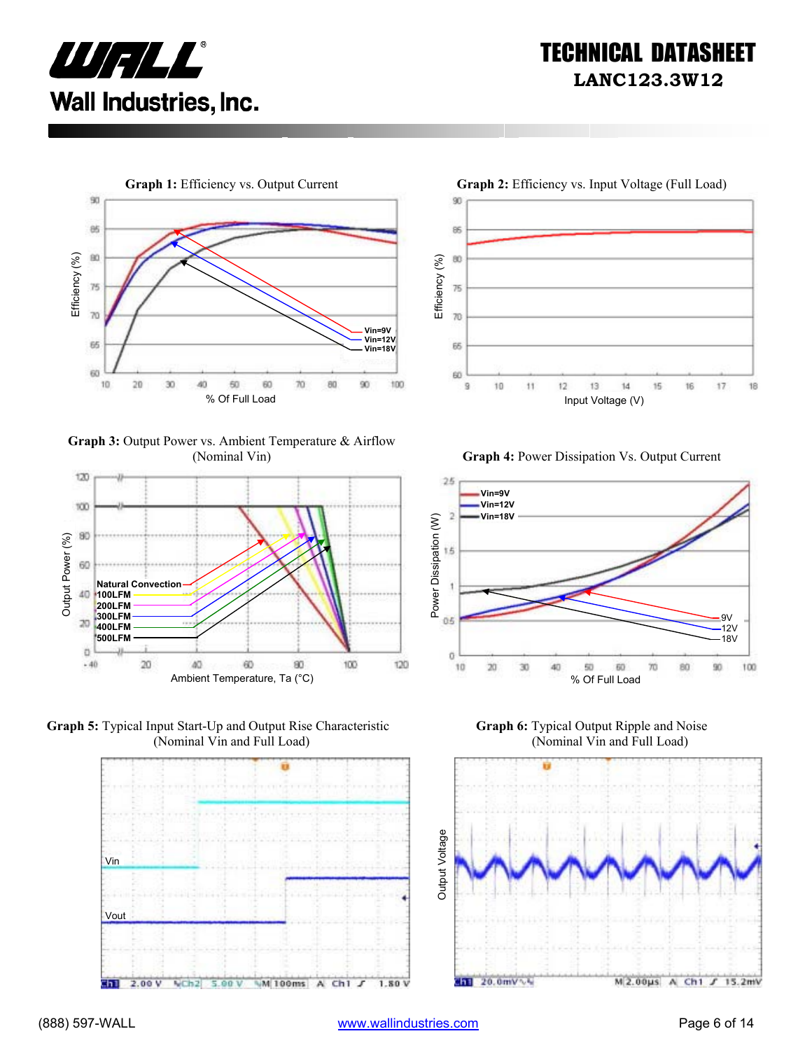**Graph 1:** Efficiency vs. Output Current

Efficiency (%)

% Of Full Load

Vin=9V
Vin=12V
Vin=18V

**Graph 2:** Efficiency vs. Input Voltage (Full Load)

Efficiency (%)

Input Voltage (V)

**Graph 3:** Output Power vs. Ambient Temperature & Airflow (Nominal Vin)

Output Power (%)

Ambient Temperature, Ta (°C)

Natural Convection
100LFM
200LFM
300LFM
400LFM
500LFM

**Graph 4:** Power Dissipation Vs. Output Current

Power Dissipation (W)

% Of Full Load

Vin=9V
Vin=12V
Vin=18V

**Graph 5:** Typical Input Start-Up and Output Rise Characteristic (Nominal Vin and Full Load)

Vin

Vout

Ch1 2.00 V Ch2 5.00 V M 100ms A Ch1 1.80 V

**Graph 6:** Typical Output Ripple and Noise (Nominal Vin and Full Load)

Output Voltage

Ch1 20.0mV M 2.00µs A Ch1 15.2mV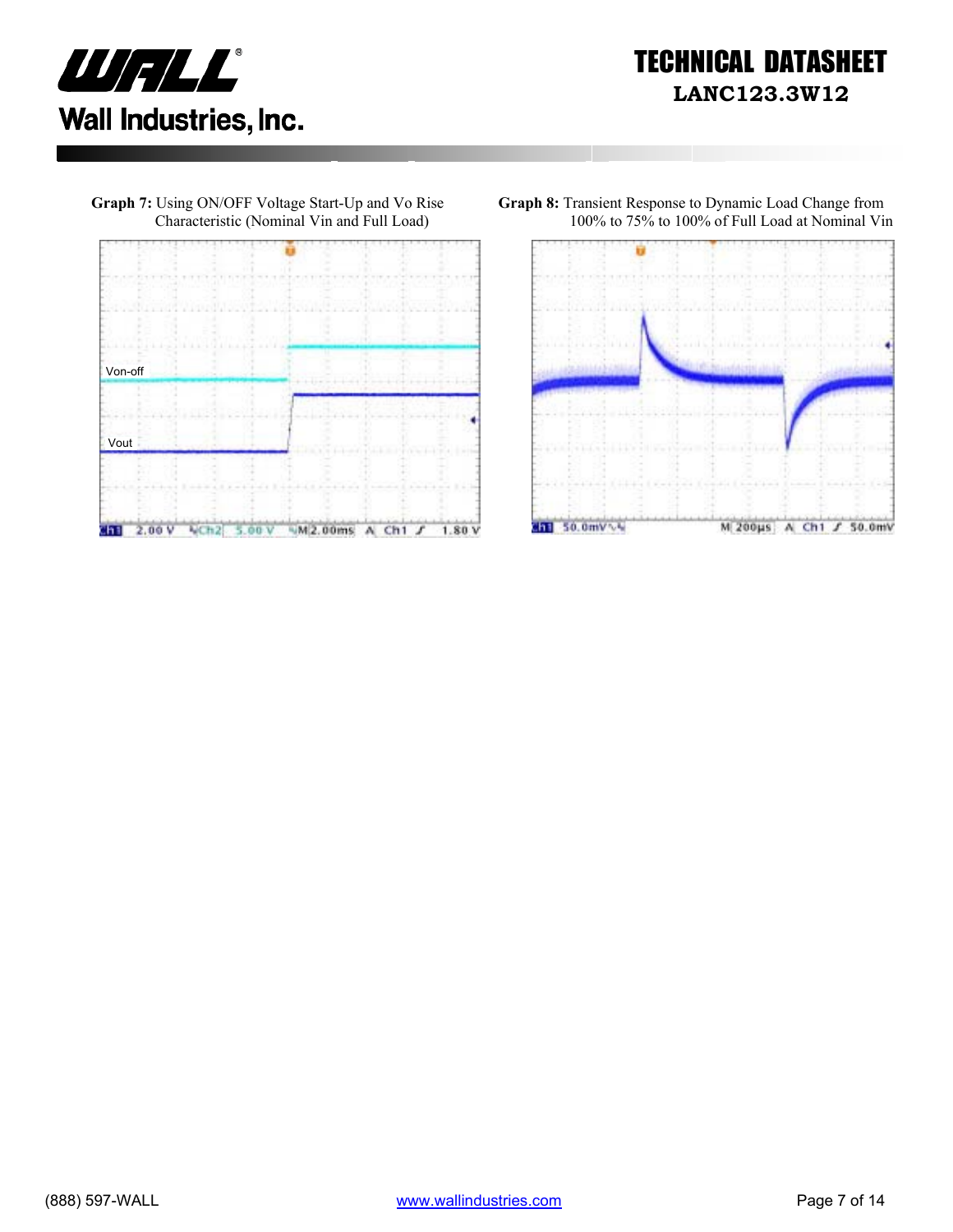**Graph 7:** Using ON/OFF Voltage Start-Up and Vo Rise Characteristic (Nominal Vin and Full Load)

Von-off

Vout

Ch1 2.00 V Ch2 5.00 V M 2.00ms A Ch1 1.80 V

**Graph 8:** Transient Response to Dynamic Load Change from 100% to 75% to 100% of Full Load at Nominal Vin

Ch1 50.0mV M 200µs A Ch1 50.0mV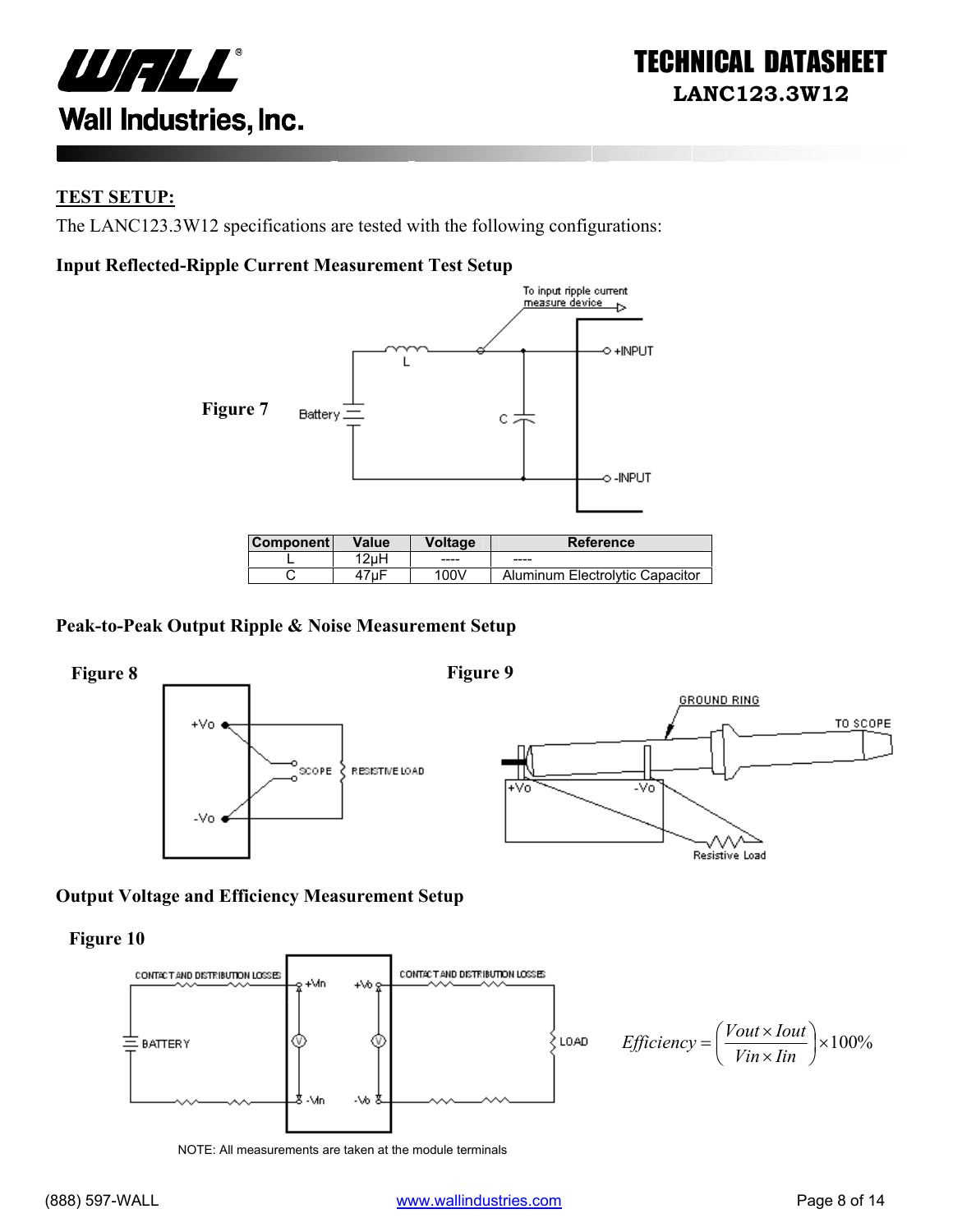## TEST SETUP:

The LANC123.3W12 specifications are tested with the following configurations:

### Input Reflected-Ripple Current Measurement Test Setup

**Figure 7**

| Component | Value | Voltage | Reference |
|---|---|---|---|
| L | 12μH | ---- | ---- |
| C | 47μF | 100V | Aluminum Electrolytic Capacitor |

### Peak-to-Peak Output Ripple & Noise Measurement Setup

**Figure 8**

**Figure 9**

### Output Voltage and Efficiency Measurement Setup

**Figure 10**

$$Efficiency = \left( \frac{Vout \times Iout}{Vin \times Iin} \right) \times 100\%$$

NOTE: All measurements are taken at the module terminals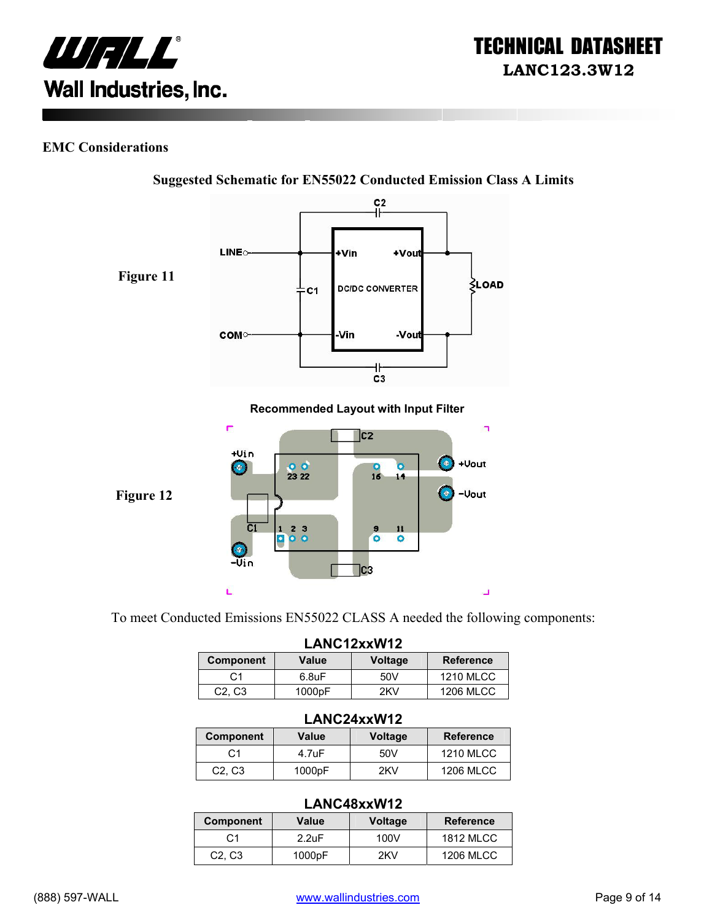## EMC Considerations

### Suggested Schematic for EN55022 Conducted Emission Class A Limits

Figure 11

### Recommended Layout with Input Filter

Figure 12

To meet Conducted Emissions EN55022 CLASS A needed the following components:

**LANC12xxW12**

| Component | Value | Voltage | Reference |
|---|---|---|---|
| C1 | 6.8uF | 50V | 1210 MLCC |
| C2, C3 | 1000pF | 2KV | 1206 MLCC |

**LANC24xxW12**

| Component | Value | Voltage | Reference |
|---|---|---|---|
| C1 | 4.7uF | 50V | 1210 MLCC |
| C2, C3 | 1000pF | 2KV | 1206 MLCC |

**LANC48xxW12**

| Component | Value | Voltage | Reference |
|---|---|---|---|
| C1 | 2.2uF | 100V | 1812 MLCC |
| C2, C3 | 1000pF | 2KV | 1206 MLCC |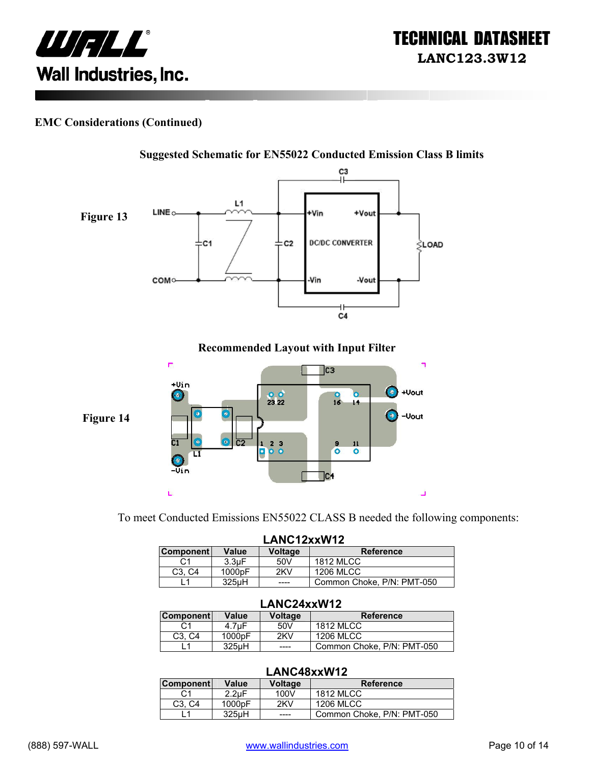## EMC Considerations (Continued)

### Suggested Schematic for EN55022 Conducted Emission Class B limits

Figure 13

### Recommended Layout with Input Filter

Figure 14

To meet Conducted Emissions EN55022 CLASS B needed the following components:

**LANC12xxW12**

| Component | Value | Voltage | Reference |
|---|---|---|---|
| C1 | 3.3µF | 50V | 1812 MLCC |
| C3, C4 | 1000pF | 2KV | 1206 MLCC |
| L1 | 325µH | ---- | Common Choke, P/N: PMT-050 |

**LANC24xxW12**

| Component | Value | Voltage | Reference |
|---|---|---|---|
| C1 | 4.7µF | 50V | 1812 MLCC |
| C3, C4 | 1000pF | 2KV | 1206 MLCC |
| L1 | 325µH | ---- | Common Choke, P/N: PMT-050 |

**LANC48xxW12**

| Component | Value | Voltage | Reference |
|---|---|---|---|
| C1 | 2.2µF | 100V | 1812 MLCC |
| C3, C4 | 1000pF | 2KV | 1206 MLCC |
| L1 | 325µH | ---- | Common Choke, P/N: PMT-050 |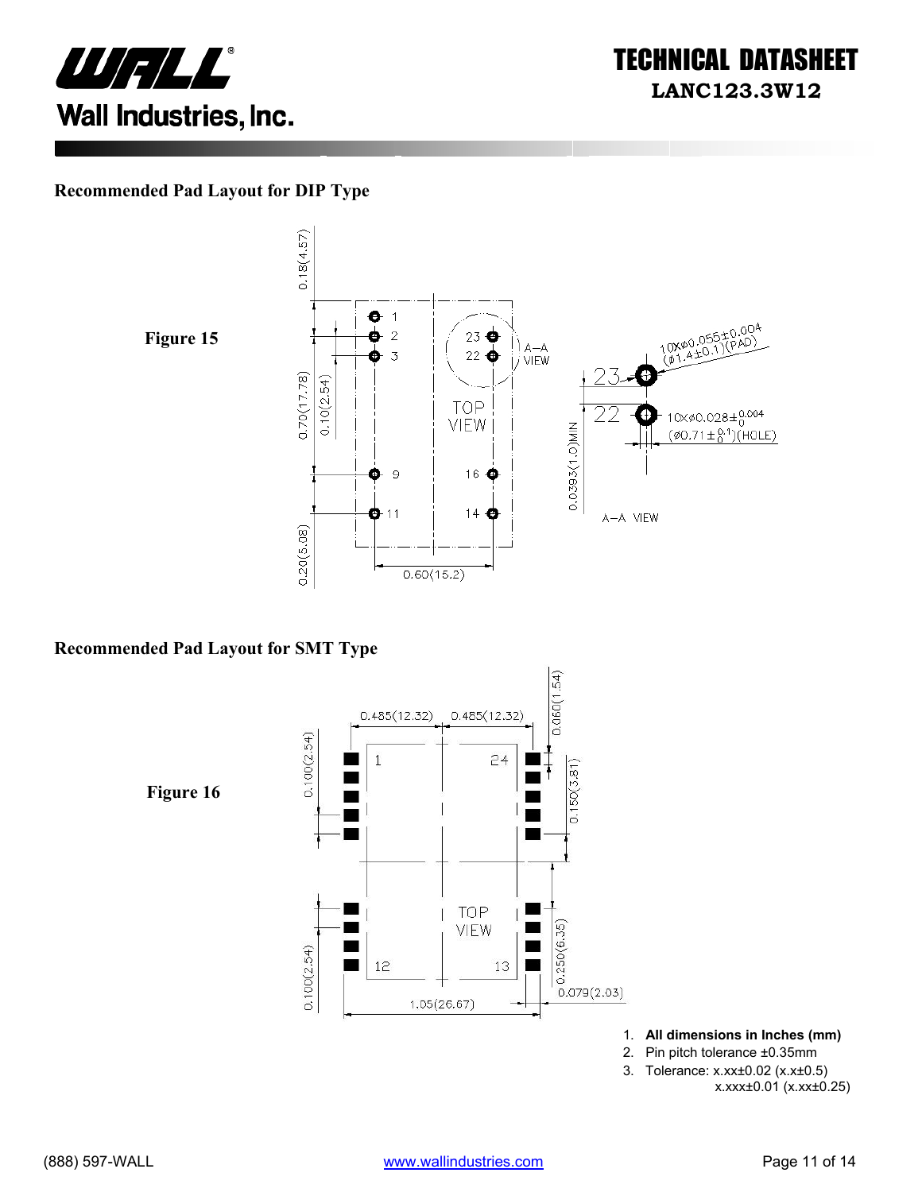## Recommended Pad Layout for DIP Type

Figure 15

## Recommended Pad Layout for SMT Type

Figure 16

1. **All dimensions in Inches (mm)**
2. Pin pitch tolerance ±0.35mm
3. Tolerance: x.xx±0.02 (x.x±0.5)
   x.xxx±0.01 (x.xx±0.25)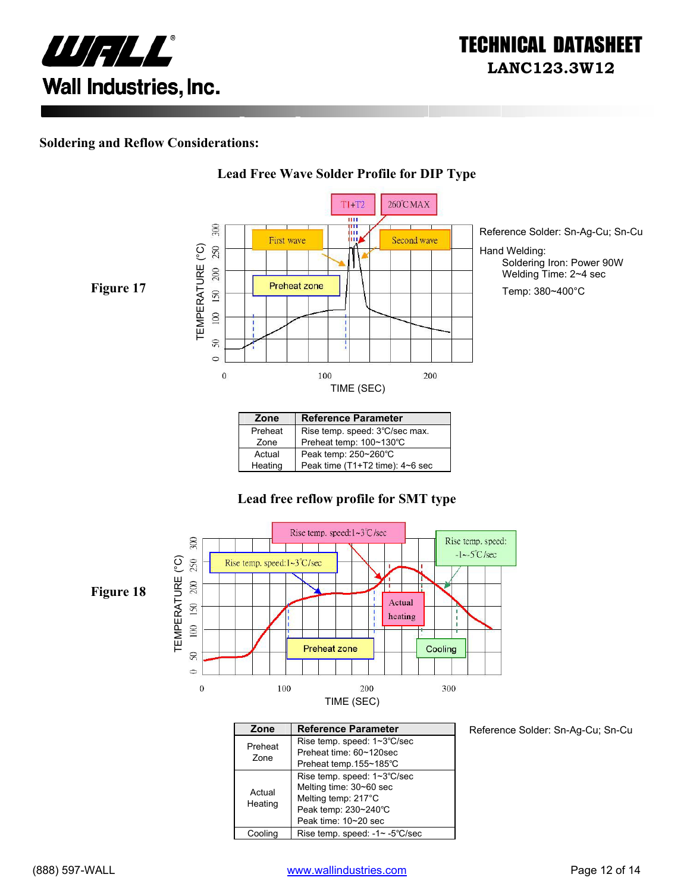## Soldering and Reflow Considerations:

### Lead Free Wave Solder Profile for DIP Type

**Figure 17**

T1+T2  260℃MAX

First wave  Second wave

Preheat zone

TEMPERATURE (°C)

TIME (SEC)

Reference Solder: Sn-Ag-Cu; Sn-Cu

Hand Welding:
  Soldering Iron: Power 90W
  Welding Time: 2~4 sec

  Temp: 380~400°C

| Zone | Reference Parameter |
|---|---|
| Preheat Zone | Rise temp. speed: 3℃/sec max.<br>Preheat temp: 100~130℃ |
| Actual Heating | Peak temp: 250~260℃<br>Peak time (T1+T2 time): 4~6 sec |

### Lead free reflow profile for SMT type

**Figure 18**

Rise temp. speed:1~3℃/sec

Rise temp. speed:1~3℃/sec

Rise temp. speed: -1~-5℃/sec

Actual heating

Preheat zone

Cooling

TEMPERATURE (°C)

TIME (SEC)

| Zone | Reference Parameter |
|---|---|
| Preheat Zone | Rise temp. speed: 1~3℃/sec<br>Preheat time: 60~120sec<br>Preheat temp.155~185℃ |
| Actual Heating | Rise temp. speed: 1~3℃/sec<br>Melting time: 30~60 sec<br>Melting temp: 217°C<br>Peak temp: 230~240℃<br>Peak time: 10~20 sec |
| Cooling | Rise temp. speed: -1~ -5℃/sec |

Reference Solder: Sn-Ag-Cu; Sn-Cu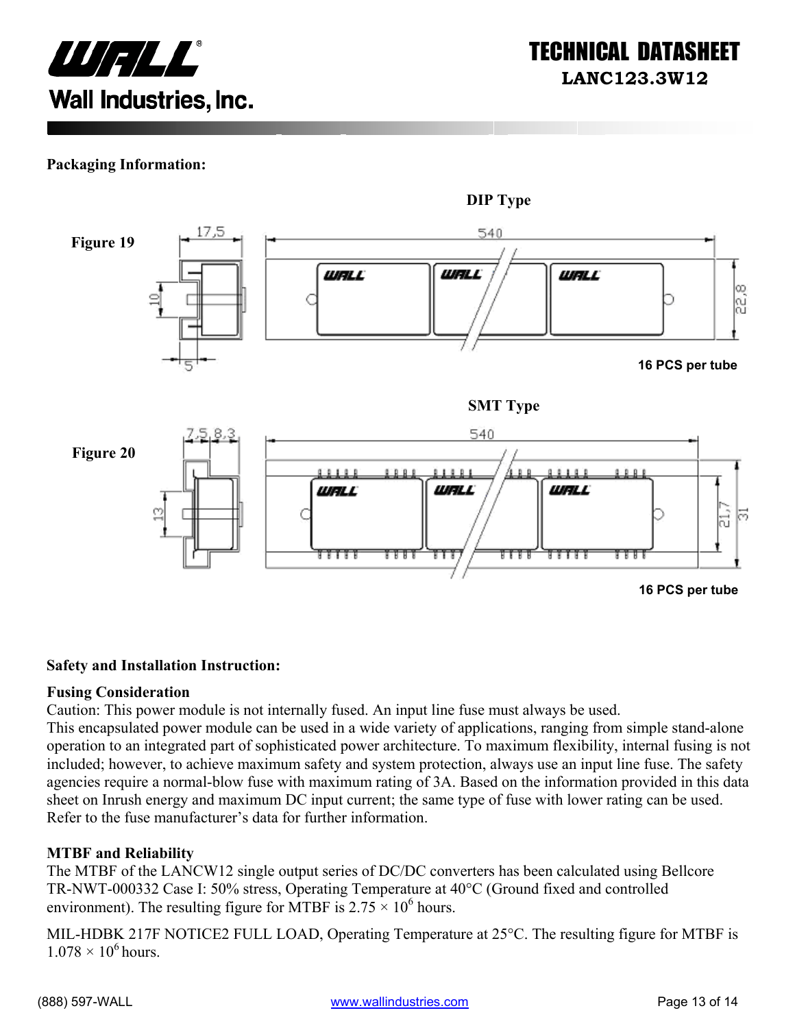**Packaging Information:**

DIP Type

Figure 19

16 PCS per tube

SMT Type

Figure 20

16 PCS per tube

**Safety and Installation Instruction:**

**Fusing Consideration**

Caution: This power module is not internally fused. An input line fuse must always be used.
This encapsulated power module can be used in a wide variety of applications, ranging from simple stand-alone operation to an integrated part of sophisticated power architecture. To maximum flexibility, internal fusing is not included; however, to achieve maximum safety and system protection, always use an input line fuse. The safety agencies require a normal-blow fuse with maximum rating of 3A. Based on the information provided in this data sheet on Inrush energy and maximum DC input current; the same type of fuse with lower rating can be used. Refer to the fuse manufacturer's data for further information.

**MTBF and Reliability**

The MTBF of the LANCW12 single output series of DC/DC converters has been calculated using Bellcore TR-NWT-000332 Case I: 50% stress, Operating Temperature at 40°C (Ground fixed and controlled environment). The resulting figure for MTBF is $2.75 \times 10^6$ hours.

MIL-HDBK 217F NOTICE2 FULL LOAD, Operating Temperature at 25°C. The resulting figure for MTBF is $1.078 \times 10^6$ hours.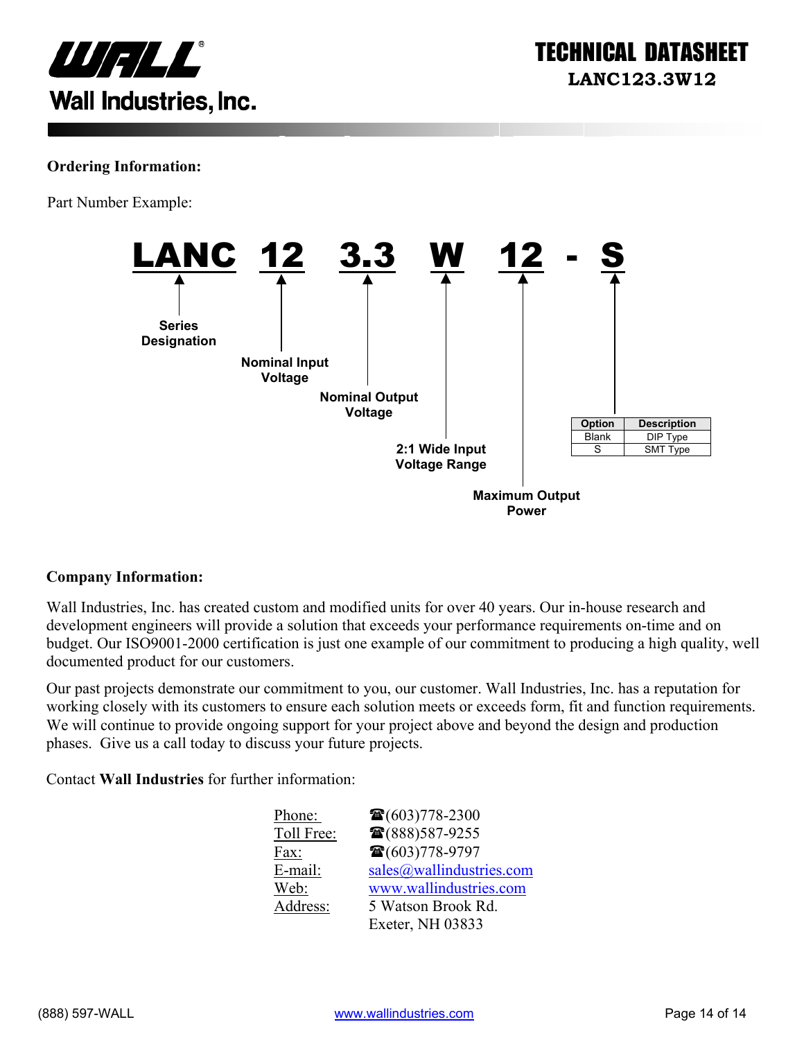**Ordering Information:**

Part Number Example:

**LANC 12 3.3 W 12 - S**

- LANC — Series Designation
- 12 — Nominal Input Voltage
- 3.3 — Nominal Output Voltage
- W — 2:1 Wide Input Voltage Range
- 12 — Maximum Output Power
- S — Option

| Option | Description |
|---|---|
| Blank | DIP Type |
| S | SMT Type |

**Company Information:**

Wall Industries, Inc. has created custom and modified units for over 40 years. Our in-house research and development engineers will provide a solution that exceeds your performance requirements on-time and on budget. Our ISO9001-2000 certification is just one example of our commitment to producing a high quality, well documented product for our customers.

Our past projects demonstrate our commitment to you, our customer. Wall Industries, Inc. has a reputation for working closely with its customers to ensure each solution meets or exceeds form, fit and function requirements. We will continue to provide ongoing support for your project above and beyond the design and production phases. Give us a call today to discuss your future projects.

Contact **Wall Industries** for further information:

| | |
|---|---|
| Phone: | ☎(603)778-2300 |
| Toll Free: | ☎(888)587-9255 |
| Fax: | ☎(603)778-9797 |
| E-mail: | sales@wallindustries.com |
| Web: | www.wallindustries.com |
| Address: | 5 Watson Brook Rd. Exeter, NH 03833 |